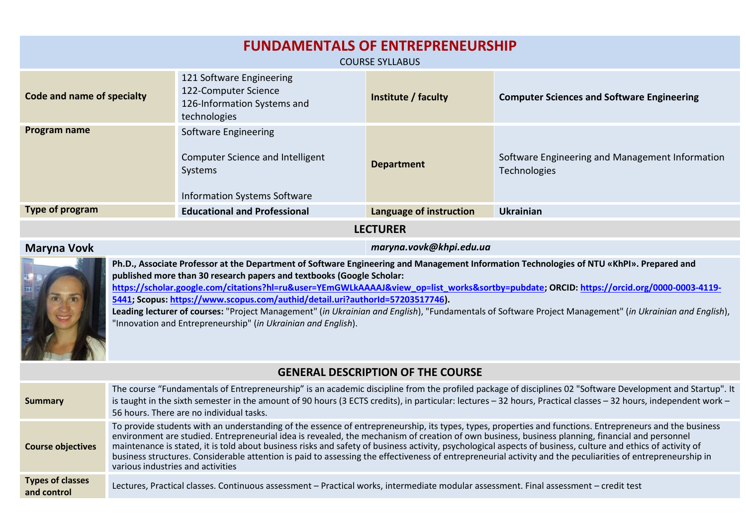# FUNDAMENTALS OF ENTREPRENEURSHIP

COURSE SYLLABUS

| | | | |
|---|---|---|---|
| **Code and name of specialty** | 121 Software Engineering<br>122-Computer Science<br>126-Information Systems and technologies | **Institute / faculty** | **Computer Sciences and Software Engineering** |
| **Program name** | Software Engineering<br><br>Computer Science and Intelligent Systems<br><br>Information Systems Software | **Department** | Software Engineering and Management Information Technologies |
| **Type of program** | **Educational and Professional** | **Language of instruction** | **Ukrainian** |

## LECTURER

**Maryna Vovk** *maryna.vovk@khpi.edu.ua*

**Ph.D., Associate Professor at the Department of Software Engineering and Management Information Technologies of NTU «KhPI». Prepared and published more than 30 research papers and textbooks (Google Scholar: https://scholar.google.com/citations?hl=ru&user=YEmGWLkAAAAJ&view_op=list_works&sortby=pubdate; ORCID: https://orcid.org/0000-0003-4119-5441; Scopus: https://www.scopus.com/authid/detail.uri?authorId=57203517746).**

**Leading lecturer of courses:** "Project Management" (*in Ukrainian and English*), "Fundamentals of Software Project Management" (*in Ukrainian and English*), "Innovation and Entrepreneurship" (*in Ukrainian and English*).

## GENERAL DESCRIPTION OF THE COURSE

| | |
|---|---|
| **Summary** | The course “Fundamentals of Entrepreneurship” is an academic discipline from the profiled package of disciplines 02 "Software Development and Startup". It is taught in the sixth semester in the amount of 90 hours (3 ECTS credits), in particular: lectures – 32 hours, Practical classes – 32 hours, independent work – 56 hours. There are no individual tasks. |
| **Course objectives** | To provide students with an understanding of the essence of entrepreneurship, its types, types, properties and functions. Entrepreneurs and the business environment are studied. Entrepreneurial idea is revealed, the mechanism of creation of own business, business planning, financial and personnel maintenance is stated, it is told about business risks and safety of business activity, psychological aspects of business, culture and ethics of activity of business structures. Considerable attention is paid to assessing the effectiveness of entrepreneurial activity and the peculiarities of entrepreneurship in various industries and activities |
| **Types of classes and control** | Lectures, Practical classes. Continuous assessment – Practical works, intermediate modular assessment. Final assessment – credit test |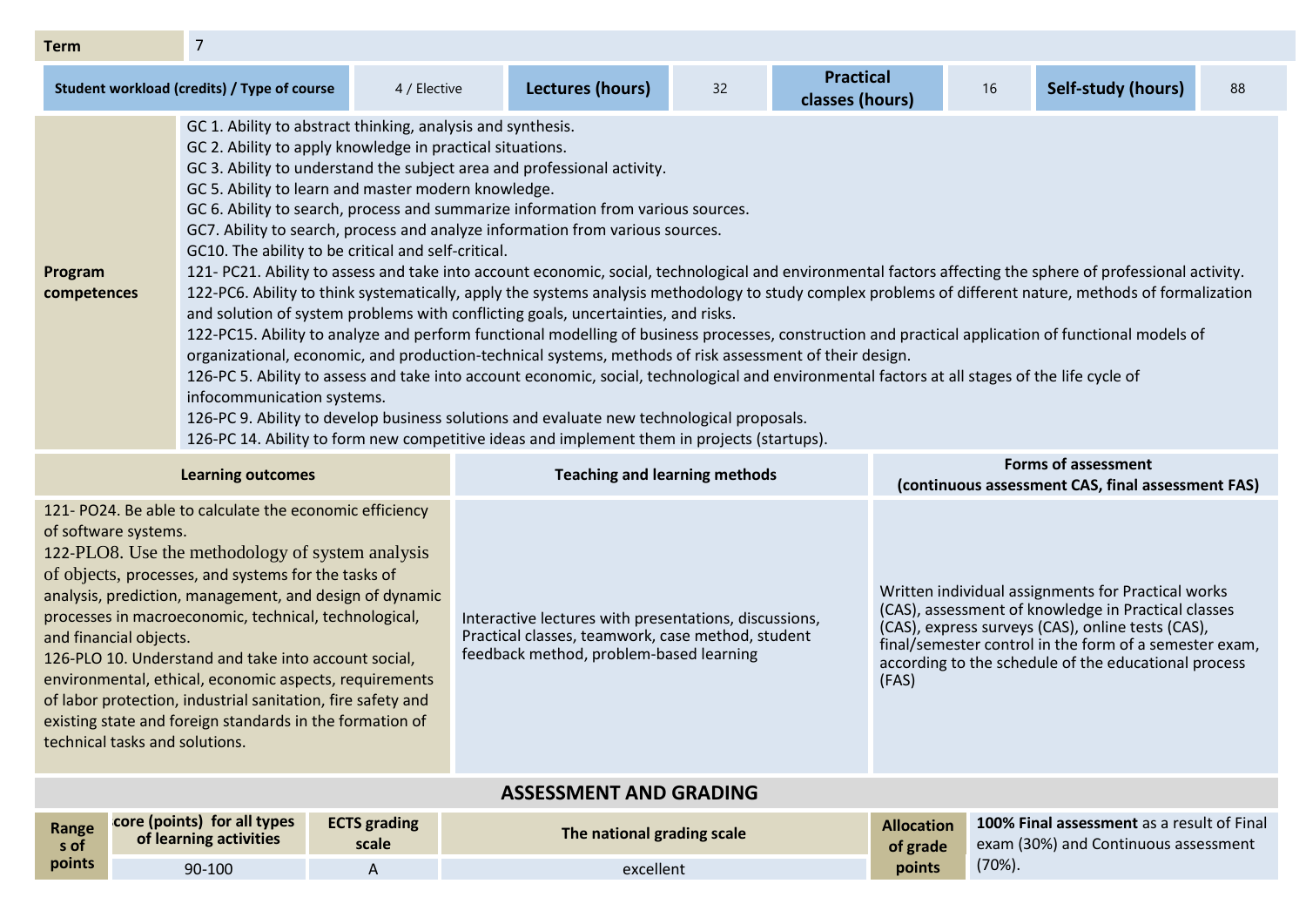| **Term** | 7 | | | | | | |
|---|---|---|---|---|---|---|---|
| **Student workload (credits) / Type of course** | 4 / Elective | **Lectures (hours)** | 32 | **Practical classes (hours)** | 16 | **Self-study (hours)** | 88 |

| **Program competences** | |
|---|---|
| | GC 1. Ability to abstract thinking, analysis and synthesis.<br>GC 2. Ability to apply knowledge in practical situations.<br>GC 3. Ability to understand the subject area and professional activity.<br>GC 5. Ability to learn and master modern knowledge.<br>GC 6. Ability to search, process and summarize information from various sources.<br>GC7. Ability to search, process and analyze information from various sources.<br>GC10. The ability to be critical and self-critical.<br>121- PC21. Ability to assess and take into account economic, social, technological and environmental factors affecting the sphere of professional activity.<br>122-PC6. Ability to think systematically, apply the systems analysis methodology to study complex problems of different nature, methods of formalization and solution of system problems with conflicting goals, uncertainties, and risks.<br>122-PC15. Ability to analyze and perform functional modelling of business processes, construction and practical application of functional models of organizational, economic, and production-technical systems, methods of risk assessment of their design.<br>126-PC 5. Ability to assess and take into account economic, social, technological and environmental factors at all stages of the life cycle of infocommunication systems.<br>126-PC 9. Ability to develop business solutions and evaluate new technological proposals.<br>126-PC 14. Ability to form new competitive ideas and implement them in projects (startups). |

| **Learning outcomes** | **Teaching and learning methods** | **Forms of assessment (continuous assessment CAS, final assessment FAS)** |
|---|---|---|
| 121- PO24. Be able to calculate the economic efficiency of software systems.<br>122-PLO8. Use the methodology of system analysis of objects, processes, and systems for the tasks of analysis, prediction, management, and design of dynamic processes in macroeconomic, technical, technological, and financial objects.<br>126-PLO 10. Understand and take into account social, environmental, ethical, economic aspects, requirements of labor protection, industrial sanitation, fire safety and existing state and foreign standards in the formation of technical tasks and solutions. | Interactive lectures with presentations, discussions, Practical classes, teamwork, case method, student feedback method, problem-based learning | Written individual assignments for Practical works (CAS), assessment of knowledge in Practical classes (CAS), express surveys (CAS), online tests (CAS), final/semester control in the form of a semester exam, according to the schedule of the educational process (FAS) |

## ASSESSMENT AND GRADING

| **Ranges of points** | **Score (points) for all types of learning activities** | **ECTS grading scale** | **The national grading scale** | **Allocation of grade points** | |
|---|---|---|---|---|---|
| | 90-100 | A | excellent | | **100% Final assessment** as a result of Final exam (30%) and Continuous assessment (70%). |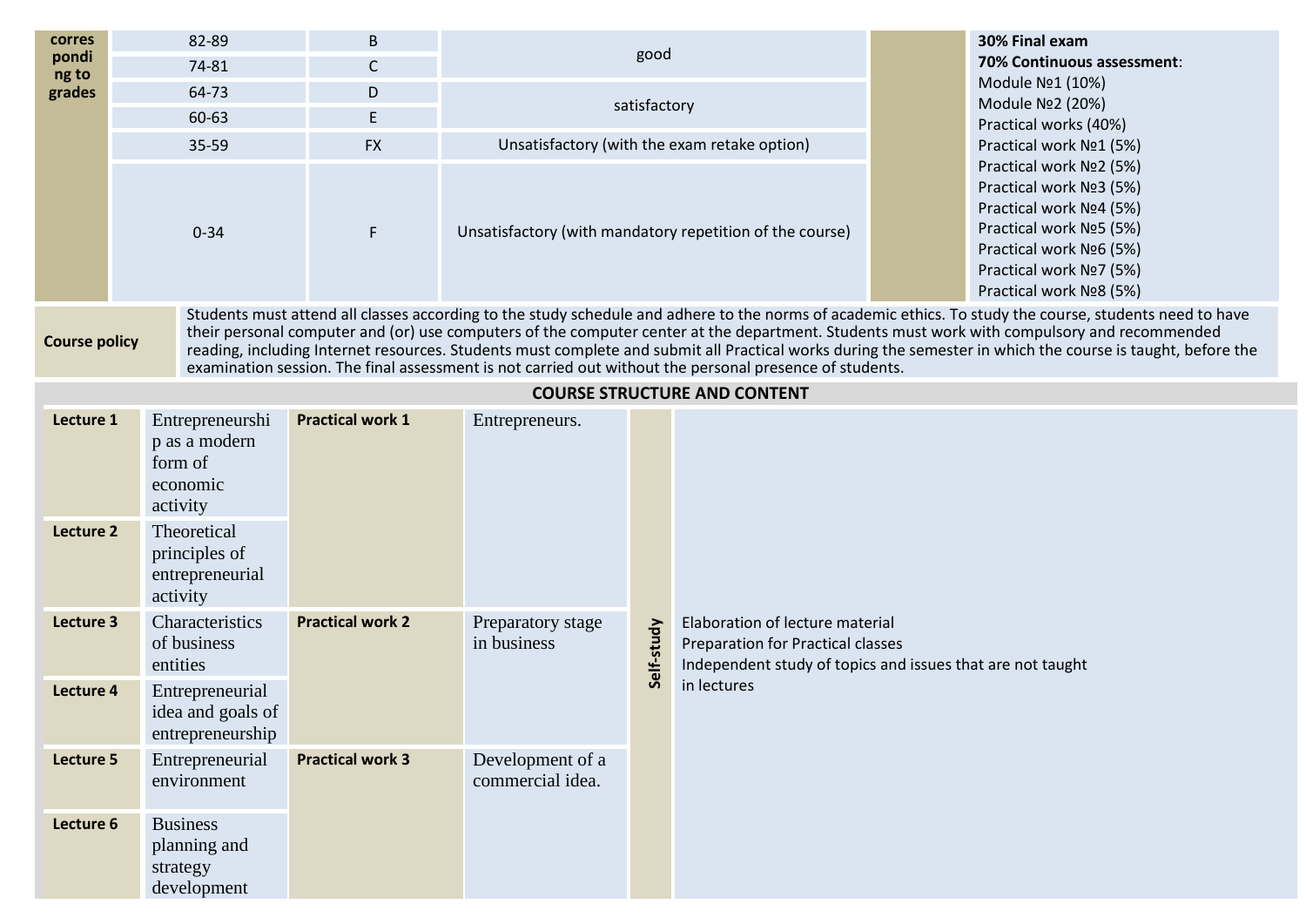| corresponding to grades | 82-89 | B | good | | **30% Final exam**<br>**70% Continuous assessment**:<br>Module №1 (10%)<br>Module №2 (20%)<br>Practical works (40%)<br>Practical work №1 (5%)<br>Practical work №2 (5%)<br>Practical work №3 (5%)<br>Practical work №4 (5%)<br>Practical work №5 (5%)<br>Practical work №6 (5%)<br>Practical work №7 (5%)<br>Practical work №8 (5%) |
|---|---|---|---|---|---|
| | 74-81 | C | | | |
| | 64-73 | D | satisfactory | | |
| | 60-63 | E | | | |
| | 35-59 | FX | Unsatisfactory (with the exam retake option) | | |
| | 0-34 | F | Unsatisfactory (with mandatory repetition of the course) | | |

| **Course policy** | Students must attend all classes according to the study schedule and adhere to the norms of academic ethics. To study the course, students need to have their personal computer and (or) use computers of the computer center at the department. Students must work with compulsory and recommended reading, including Internet resources. Students must complete and submit all Practical works during the semester in which the course is taught, before the examination session. The final assessment is not carried out without the personal presence of students. |
|---|---|

## COURSE STRUCTURE AND CONTENT

| | | | | | |
|---|---|---|---|---|---|
| **Lecture 1** | Entrepreneurship as a modern form of economic activity | **Practical work 1** | Entrepreneurs. | **Self-study** | Elaboration of lecture material<br>Preparation for Practical classes<br>Independent study of topics and issues that are not taught in lectures |
| **Lecture 2** | Theoretical principles of entrepreneurial activity | | | | |
| **Lecture 3** | Characteristics of business entities | **Practical work 2** | Preparatory stage in business | | |
| **Lecture 4** | Entrepreneurial idea and goals of entrepreneurship | | | | |
| **Lecture 5** | Entrepreneurial environment | **Practical work 3** | Development of a commercial idea. | | |
| **Lecture 6** | Business planning and strategy development | | | | |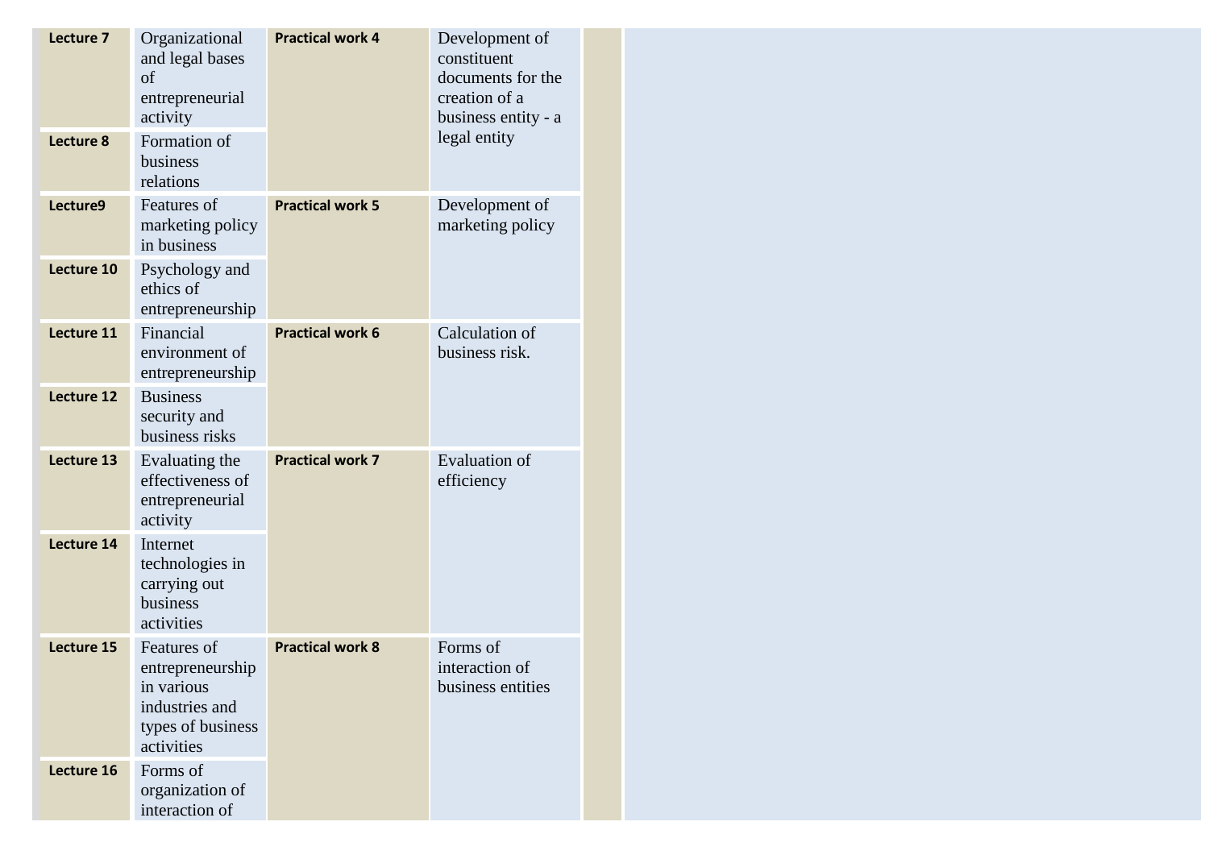| | | | | | |
|---|---|---|---|---|---|
| **Lecture 7** | Organizational and legal bases of entrepreneurial activity | **Practical work 4** | Development of constituent documents for the creation of a business entity - a legal entity | | |
| **Lecture 8** | Formation of business relations | | | | |
| **Lecture9** | Features of marketing policy in business | **Practical work 5** | Development of marketing policy | | |
| **Lecture 10** | Psychology and ethics of entrepreneurship | | | | |
| **Lecture 11** | Financial environment of entrepreneurship | **Practical work 6** | Calculation of business risk. | | |
| **Lecture 12** | Business security and business risks | | | | |
| **Lecture 13** | Evaluating the effectiveness of entrepreneurial activity | **Practical work 7** | Evaluation of efficiency | | |
| **Lecture 14** | Internet technologies in carrying out business activities | | | | |
| **Lecture 15** | Features of entrepreneurship in various industries and types of business activities | **Practical work 8** | Forms of interaction of business entities | | |
| **Lecture 16** | Forms of organization of interaction of | | | | |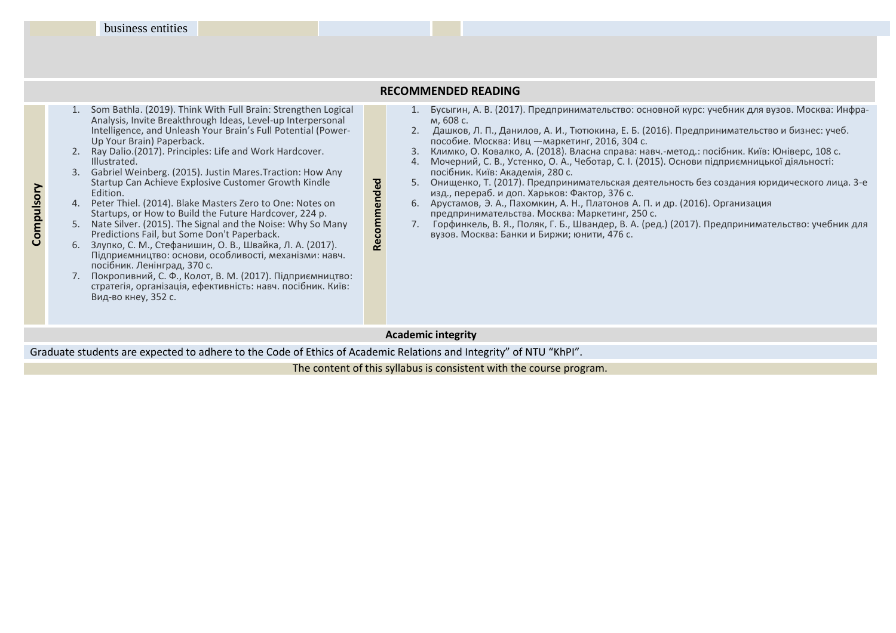| | business entities | | | | |
|---|---|---|---|---|---|

## RECOMMENDED READING

**Compulsory**

1. Som Bathla. (2019). Think With Full Brain: Strengthen Logical Analysis, Invite Breakthrough Ideas, Level-up Interpersonal Intelligence, and Unleash Your Brain's Full Potential (Power-Up Your Brain) Paperback.
2. Ray Dalio.(2017). Principles: Life and Work Hardcover. Illustrated.
3. Gabriel Weinberg. (2015). Justin Mares.Traction: How Any Startup Can Achieve Explosive Customer Growth Kindle Edition.
4. Peter Thiel. (2014). Blake Masters Zero to One: Notes on Startups, or How to Build the Future Hardcover, 224 p.
5. Nate Silver. (2015). The Signal and the Noise: Why So Many Predictions Fail, but Some Don't Paperback.
6. Злупко, С. М., Стефанишин, О. В., Швайка, Л. А. (2017). Підприємництво: основи, особливості, механізми: навч. посібник. Ленінград, 370 с.
7. Покропивний, С. Ф., Колот, В. М. (2017). Підприємництво: стратегія, організація, ефективність: навч. посібник. Київ: Вид-во кнеу, 352 с.

**Recommended**

1. Бусыгин, А. В. (2017). Предпринимательство: основной курс: учебник для вузов. Москва: Инфра-м, 608 с.
2. Дашков, Л. П., Данилов, А. И., Тютюкина, Е. Б. (2016). Предпринимательство и бизнес: учеб. пособие. Москва: Ивц —маркетинг, 2016, 304 с.
3. Климко, О. Ковалко, А. (2018). Власна справа: навч.-метод.: посібник. Київ: Юніверс, 108 с.
4. Мочерний, С. В., Устенко, О. А., Чеботар, С. І. (2015). Основи підприємницької діяльності: посібник. Київ: Академія, 280 с.
5. Онищенко, Т. (2017). Предпринимательская деятельность без создания юридического лица. 3-е изд., перераб. и доп. Харьков: Фактор, 376 с.
6. Арустамов, Э. А., Пахомкин, А. Н., Платонов А. П. и др. (2016). Организация предпринимательства. Москва: Маркетинг, 250 с.
7. Горфинкель, В. Я., Поляк, Г. Б., Швандер, В. А. (ред.) (2017). Предпринимательство: учебник для вузов. Москва: Банки и Биржи; юнити, 476 с.

**Academic integrity**

Graduate students are expected to adhere to the Code of Ethics of Academic Relations and Integrity" of NTU "KhPI".

The content of this syllabus is consistent with the course program.